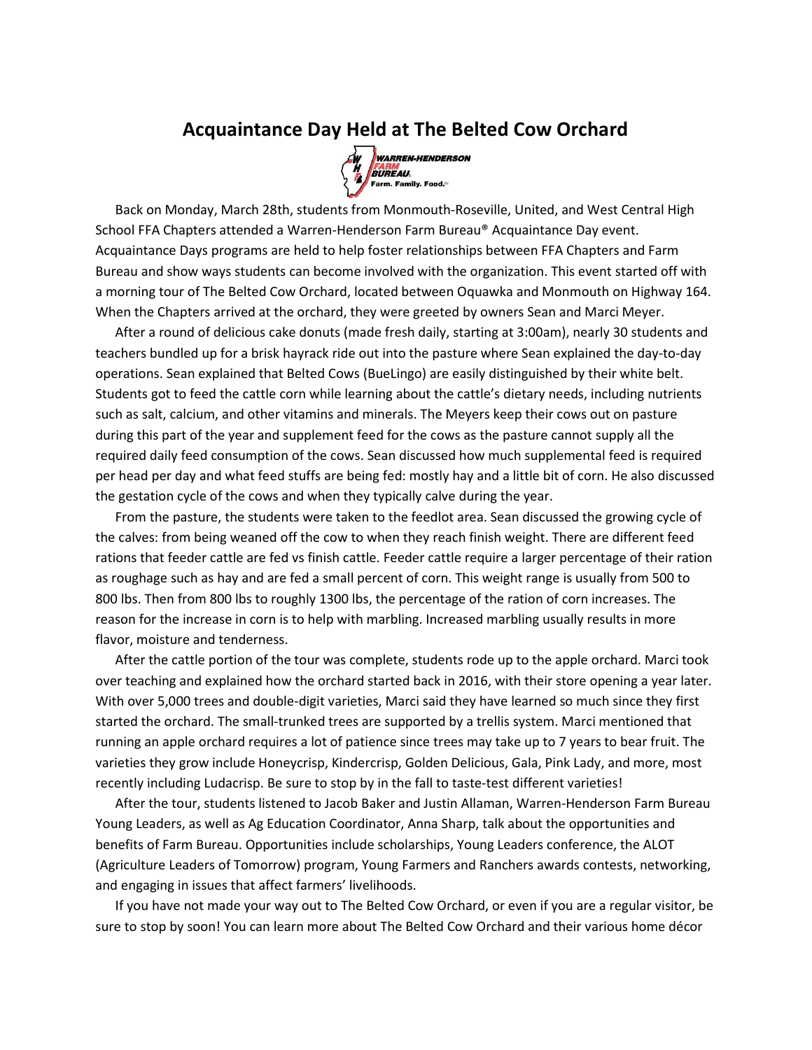# Acquaintance Day Held at The Belted Cow Orchard

Back on Monday, March 28th, students from Monmouth-Roseville, United, and West Central High School FFA Chapters attended a Warren-Henderson Farm Bureau® Acquaintance Day event. Acquaintance Days programs are held to help foster relationships between FFA Chapters and Farm Bureau and show ways students can become involved with the organization. This event started off with a morning tour of The Belted Cow Orchard, located between Oquawka and Monmouth on Highway 164. When the Chapters arrived at the orchard, they were greeted by owners Sean and Marci Meyer.

After a round of delicious cake donuts (made fresh daily, starting at 3:00am), nearly 30 students and teachers bundled up for a brisk hayrack ride out into the pasture where Sean explained the day-to-day operations. Sean explained that Belted Cows (BueLingo) are easily distinguished by their white belt. Students got to feed the cattle corn while learning about the cattle's dietary needs, including nutrients such as salt, calcium, and other vitamins and minerals. The Meyers keep their cows out on pasture during this part of the year and supplement feed for the cows as the pasture cannot supply all the required daily feed consumption of the cows. Sean discussed how much supplemental feed is required per head per day and what feed stuffs are being fed: mostly hay and a little bit of corn. He also discussed the gestation cycle of the cows and when they typically calve during the year.

From the pasture, the students were taken to the feedlot area. Sean discussed the growing cycle of the calves: from being weaned off the cow to when they reach finish weight. There are different feed rations that feeder cattle are fed vs finish cattle. Feeder cattle require a larger percentage of their ration as roughage such as hay and are fed a small percent of corn. This weight range is usually from 500 to 800 lbs. Then from 800 lbs to roughly 1300 lbs, the percentage of the ration of corn increases. The reason for the increase in corn is to help with marbling. Increased marbling usually results in more flavor, moisture and tenderness.

After the cattle portion of the tour was complete, students rode up to the apple orchard. Marci took over teaching and explained how the orchard started back in 2016, with their store opening a year later. With over 5,000 trees and double-digit varieties, Marci said they have learned so much since they first started the orchard. The small-trunked trees are supported by a trellis system. Marci mentioned that running an apple orchard requires a lot of patience since trees may take up to 7 years to bear fruit. The varieties they grow include Honeycrisp, Kindercrisp, Golden Delicious, Gala, Pink Lady, and more, most recently including Ludacrisp. Be sure to stop by in the fall to taste-test different varieties!

After the tour, students listened to Jacob Baker and Justin Allaman, Warren-Henderson Farm Bureau Young Leaders, as well as Ag Education Coordinator, Anna Sharp, talk about the opportunities and benefits of Farm Bureau. Opportunities include scholarships, Young Leaders conference, the ALOT (Agriculture Leaders of Tomorrow) program, Young Farmers and Ranchers awards contests, networking, and engaging in issues that affect farmers' livelihoods.

If you have not made your way out to The Belted Cow Orchard, or even if you are a regular visitor, be sure to stop by soon! You can learn more about The Belted Cow Orchard and their various home décor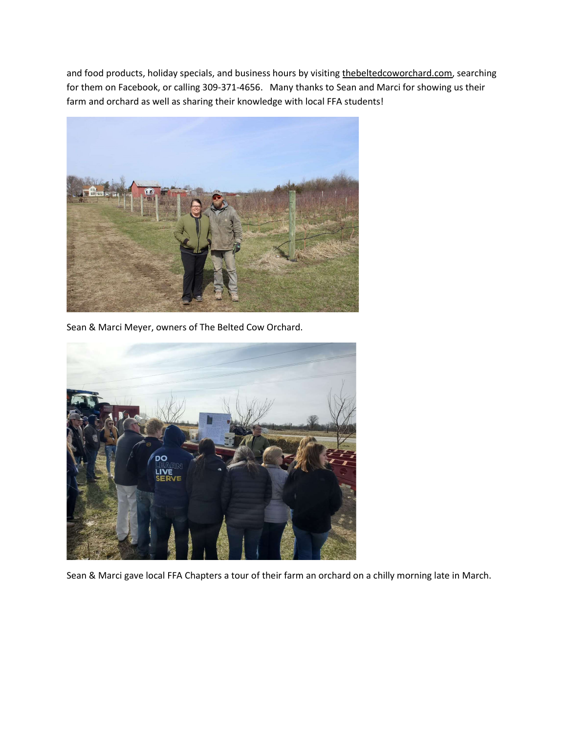and food products, holiday specials, and business hours by visiting thebeltedcoworchard.com, searching for them on Facebook, or calling 309-371-4656. Many thanks to Sean and Marci for showing us their farm and orchard as well as sharing their knowledge with local FFA students!

Sean & Marci Meyer, owners of The Belted Cow Orchard.

Sean & Marci gave local FFA Chapters a tour of their farm an orchard on a chilly morning late in March.